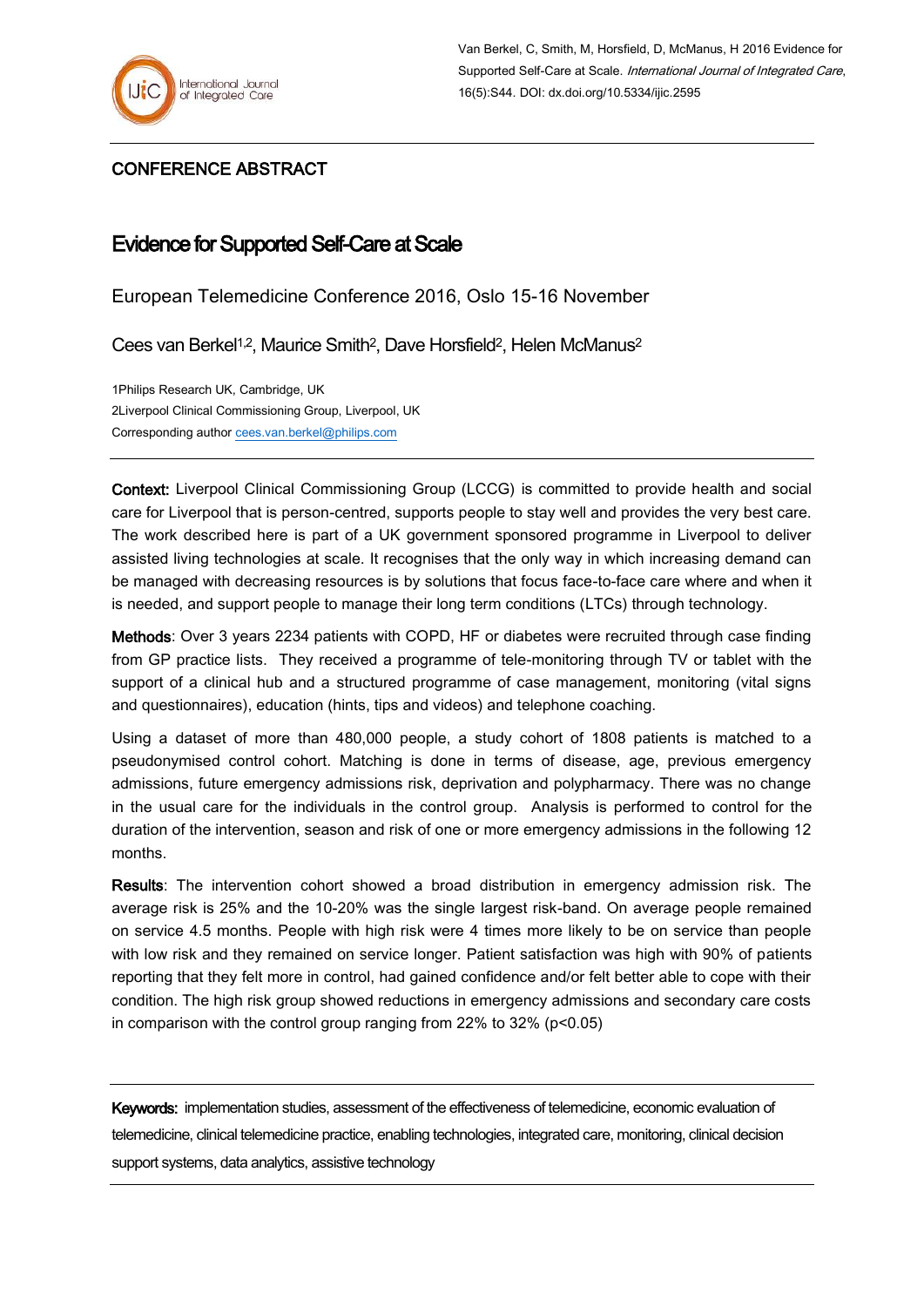Van Berkel, C, Smith, M, Horsfield, D, McManus, H 2016 Evidence for Supported Self-Care at Scale. *International Journal of Integrated Care*, 16(5):S44. DOI: dx.doi.org/10.5334/ijic.2595

CONFERENCE ABSTRACT

# Evidence for Supported Self-Care at Scale

## European Telemedicine Conference 2016, Oslo 15-16 November

Cees van Berkel[1,2], Maurice Smith[2], Dave Horsfield[2], Helen McManus[2]

1Philips Research UK, Cambridge, UK
2Liverpool Clinical Commissioning Group, Liverpool, UK
Corresponding author cees.van.berkel@philips.com

**Context:** Liverpool Clinical Commissioning Group (LCCG) is committed to provide health and social care for Liverpool that is person-centred, supports people to stay well and provides the very best care. The work described here is part of a UK government sponsored programme in Liverpool to deliver assisted living technologies at scale. It recognises that the only way in which increasing demand can be managed with decreasing resources is by solutions that focus face-to-face care where and when it is needed, and support people to manage their long term conditions (LTCs) through technology.

**Methods**: Over 3 years 2234 patients with COPD, HF or diabetes were recruited through case finding from GP practice lists. They received a programme of tele-monitoring through TV or tablet with the support of a clinical hub and a structured programme of case management, monitoring (vital signs and questionnaires), education (hints, tips and videos) and telephone coaching.

Using a dataset of more than 480,000 people, a study cohort of 1808 patients is matched to a pseudonymised control cohort. Matching is done in terms of disease, age, previous emergency admissions, future emergency admissions risk, deprivation and polypharmacy. There was no change in the usual care for the individuals in the control group. Analysis is performed to control for the duration of the intervention, season and risk of one or more emergency admissions in the following 12 months.

**Results**: The intervention cohort showed a broad distribution in emergency admission risk. The average risk is 25% and the 10-20% was the single largest risk-band. On average people remained on service 4.5 months. People with high risk were 4 times more likely to be on service than people with low risk and they remained on service longer. Patient satisfaction was high with 90% of patients reporting that they felt more in control, had gained confidence and/or felt better able to cope with their condition. The high risk group showed reductions in emergency admissions and secondary care costs in comparison with the control group ranging from 22% to 32% ($p<0.05$)

**Keywords:** implementation studies, assessment of the effectiveness of telemedicine, economic evaluation of telemedicine, clinical telemedicine practice, enabling technologies, integrated care, monitoring, clinical decision support systems, data analytics, assistive technology